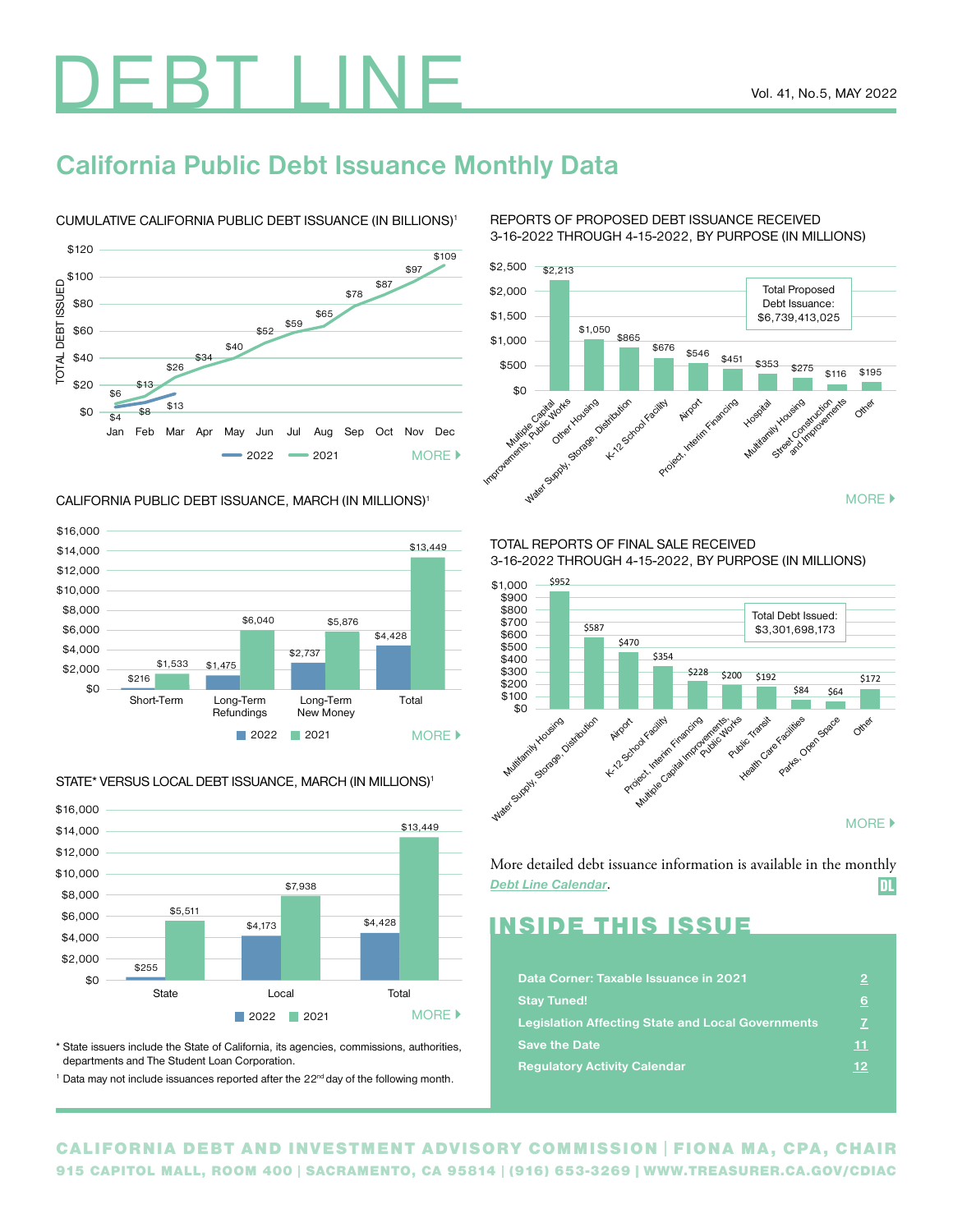# DEBT LINE

Vol. 41, No.5, MAY 2022

## California Public Debt Issuance Monthly Data

### CUMULATIVE CALIFORNIA PUBLIC DEBT ISSUANCE (IN BILLIONS)[1]

| Month | 2022 | 2021 |
|---|---|---|
| Jan | $4 | $6 |
| Feb | $8 | $13 |
| Mar | $13 | $26 |
| Apr | | $34 |
| May | | $40 |
| Jun | | $52 |
| Jul | | $59 |
| Aug | | $65 |
| Sep | | $78 |
| Oct | | $87 |
| Nov | | $97 |
| Dec | | $109 |

MORE

### CALIFORNIA PUBLIC DEBT ISSUANCE, MARCH (IN MILLIONS)[1]

| | 2022 | 2021 |
|---|---|---|
| Short-Term | $216 | $1,533 |
| Long-Term Refundings | $1,475 | $6,040 |
| Long-Term New Money | $2,737 | $5,876 |
| Total | $4,428 | $13,449 |

MORE

### STATE* VERSUS LOCAL DEBT ISSUANCE, MARCH (IN MILLIONS)[1]

| | 2022 | 2021 |
|---|---|---|
| State | $255 | $5,511 |
| Local | $4,173 | $7,938 |
| Total | $4,428 | $13,449 |

MORE

\* State issuers include the State of California, its agencies, commissions, authorities, departments and The Student Loan Corporation.

[1] Data may not include issuances reported after the 22nd day of the following month.

### REPORTS OF PROPOSED DEBT ISSUANCE RECEIVED 3-16-2022 THROUGH 4-15-2022, BY PURPOSE (IN MILLIONS)

| Purpose | Amount |
|---|---|
| Multiple Capital Improvements, Public Works | $2,213 |
| Other Housing | $1,050 |
| Water Supply, Storage, Distribution | $865 |
| K-12 School Facility | $676 |
| Airport | $546 |
| Project, Interim Financing | $451 |
| Hospital | $353 |
| Multifamily Housing | $275 |
| Street Construction and Improvements | $116 |
| Other | $195 |

Total Proposed Debt Issuance: $6,739,413,025

MORE

### TOTAL REPORTS OF FINAL SALE RECEIVED 3-16-2022 THROUGH 4-15-2022, BY PURPOSE (IN MILLIONS)

| Purpose | Amount |
|---|---|
| Multifamily Housing | $952 |
| Water Supply, Storage, Distribution | $587 |
| Airport | $470 |
| K-12 School Facility | $354 |
| Project, Interim Financing | $228 |
| Multiple Capital Improvements, Public Works | $200 |
| Public Transit | $192 |
| Health Care Facilities | $84 |
| Parks, Open Space | $64 |
| Other | $172 |

Total Debt Issued: $3,301,698,173

MORE

More detailed debt issuance information is available in the monthly *Debt Line Calendar*.

## INSIDE THIS ISSUE

| | |
|---|---|
| Data Corner: Taxable Issuance in 2021 | 2 |
| Stay Tuned! | 6 |
| Legislation Affecting State and Local Governments | 7 |
| Save the Date | 11 |
| Regulatory Activity Calendar | 12 |

CALIFORNIA DEBT AND INVESTMENT ADVISORY COMMISSION | FIONA MA, CPA, CHAIR
915 CAPITOL MALL, ROOM 400 | SACRAMENTO, CA 95814 | (916) 653-3269 | WWW.TREASURER.CA.GOV/CDIAC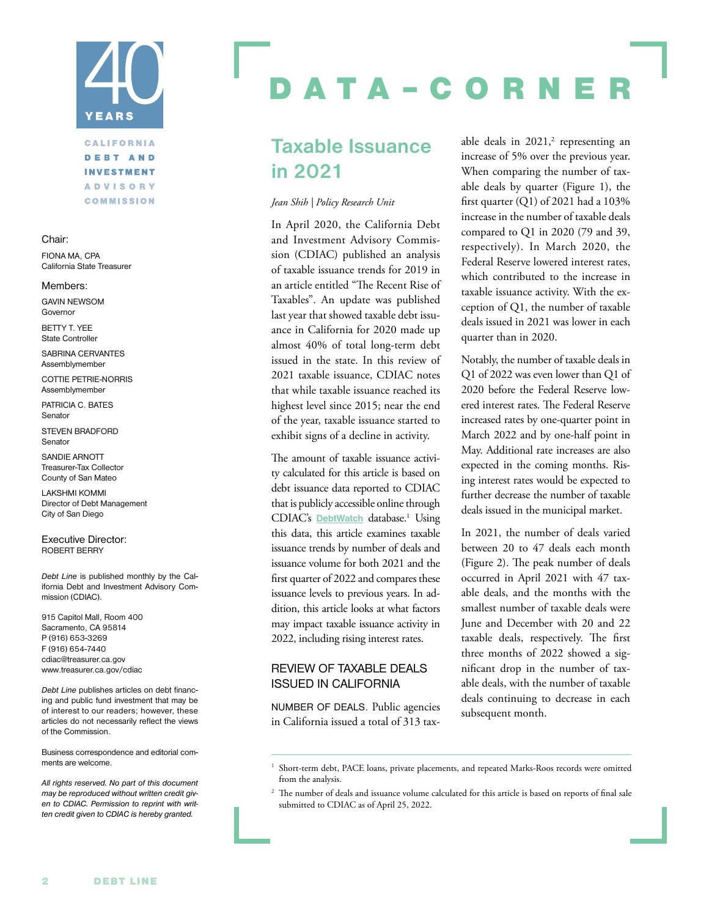CALIFORNIA DEBT AND INVESTMENT ADVISORY COMMISSION

40 YEARS

Chair:

FIONA MA, CPA
California State Treasurer

Members:

GAVIN NEWSOM
Governor

BETTY T. YEE
State Controller

SABRINA CERVANTES
Assemblymember

COTTIE PETRIE-NORRIS
Assemblymember

PATRICIA C. BATES
Senator

STEVEN BRADFORD
Senator

SANDIE ARNOTT
Treasurer-Tax Collector
County of San Mateo

LAKSHMI KOMMI
Director of Debt Management
City of San Diego

Executive Director:
ROBERT BERRY

*Debt Line* is published monthly by the California Debt and Investment Advisory Commission (CDIAC).

915 Capitol Mall, Room 400
Sacramento, CA 95814
P (916) 653-3269
F (916) 654-7440
cdiac@treasurer.ca.gov
www.treasurer.ca.gov/cdiac

*Debt Line* publishes articles on debt financing and public fund investment that may be of interest to our readers; however, these articles do not necessarily reflect the views of the Commission.

Business correspondence and editorial comments are welcome.

*All rights reserved. No part of this document may be reproduced without written credit given to CDIAC. Permission to reprint with written credit given to CDIAC is hereby granted.*

# DATA-CORNER

## Taxable Issuance in 2021

*Jean Shih | Policy Research Unit*

In April 2020, the California Debt and Investment Advisory Commission (CDIAC) published an analysis of taxable issuance trends for 2019 in an article entitled "The Recent Rise of Taxables". An update was published last year that showed taxable debt issuance in California for 2020 made up almost 40% of total long-term debt issued in the state. In this review of 2021 taxable issuance, CDIAC notes that while taxable issuance reached its highest level since 2015; near the end of the year, taxable issuance started to exhibit signs of a decline in activity.

The amount of taxable issuance activity calculated for this article is based on debt issuance data reported to CDIAC that is publicly accessible online through CDIAC's DebtWatch database.[1] Using this data, this article examines taxable issuance trends by number of deals and issuance volume for both 2021 and the first quarter of 2022 and compares these issuance levels to previous years. In addition, this article looks at what factors may impact taxable issuance activity in 2022, including rising interest rates.

### REVIEW OF TAXABLE DEALS ISSUED IN CALIFORNIA

NUMBER OF DEALS. Public agencies in California issued a total of 313 taxable deals in 2021,[2] representing an increase of 5% over the previous year. When comparing the number of taxable deals by quarter (Figure 1), the first quarter (Q1) of 2021 had a 103% increase in the number of taxable deals compared to Q1 in 2020 (79 and 39, respectively). In March 2020, the Federal Reserve lowered interest rates, which contributed to the increase in taxable issuance activity. With the exception of Q1, the number of taxable deals issued in 2021 was lower in each quarter than in 2020.

Notably, the number of taxable deals in Q1 of 2022 was even lower than Q1 of 2020 before the Federal Reserve lowered interest rates. The Federal Reserve increased rates by one-quarter point in March 2022 and by one-half point in May. Additional rate increases are also expected in the coming months. Rising interest rates would be expected to further decrease the number of taxable deals issued in the municipal market.

In 2021, the number of deals varied between 20 to 47 deals each month (Figure 2). The peak number of deals occurred in April 2021 with 47 taxable deals, and the months with the smallest number of taxable deals were June and December with 20 and 22 taxable deals, respectively. The first three months of 2022 showed a significant drop in the number of taxable deals, with the number of taxable deals continuing to decrease in each subsequent month.

---

[1] Short-term debt, PACE loans, private placements, and repeated Marks-Roos records were omitted from the analysis.

[2] The number of deals and issuance volume calculated for this article is based on reports of final sale submitted to CDIAC as of April 25, 2022.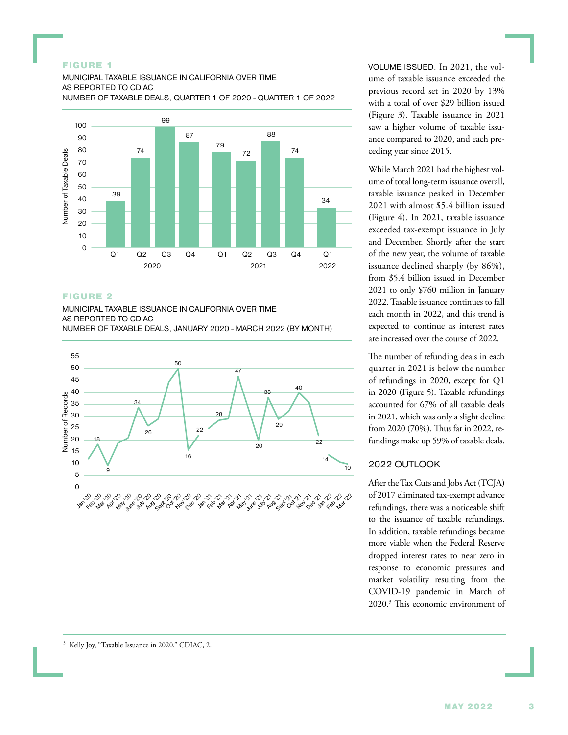**FIGURE 1**

MUNICIPAL TAXABLE ISSUANCE IN CALIFORNIA OVER TIME
AS REPORTED TO CDIAC
NUMBER OF TAXABLE DEALS, QUARTER 1 OF 2020 - QUARTER 1 OF 2022

| Year | Quarter | Number of Taxable Deals |
|---|---|---|
| 2020 | Q1 | 39 |
| 2020 | Q2 | 74 |
| 2020 | Q3 | 99 |
| 2020 | Q4 | 87 |
| 2021 | Q1 | 79 |
| 2021 | Q2 | 72 |
| 2021 | Q3 | 88 |
| 2021 | Q4 | 74 |
| 2022 | Q1 | 34 |

**FIGURE 2**

MUNICIPAL TAXABLE ISSUANCE IN CALIFORNIA OVER TIME
AS REPORTED TO CDIAC
NUMBER OF TAXABLE DEALS, JANUARY 2020 - MARCH 2022 (BY MONTH)

| Month | Number of Records |
|---|---|
| Feb '20 | 18 |
| Mar '20 | 9 |
| June '20 | 34 |
| July '20 | 26 |
| Oct '20 | 50 |
| Nov '20 | 16 |
| Dec '20 | 22 |
| Feb '21 | 28 |
| Apr '21 | 47 |
| June '21 | 20 |
| July '21 | 38 |
| Aug '21 | 29 |
| Oct '21 | 40 |
| Dec '21 | 22 |
| Jan '22 | 14 |
| Mar '22 | 10 |

VOLUME ISSUED. In 2021, the volume of taxable issuance exceeded the previous record set in 2020 by 13% with a total of over $29 billion issued (Figure 3). Taxable issuance in 2021 saw a higher volume of taxable issuance compared to 2020, and each preceding year since 2015.

While March 2021 had the highest volume of total long-term issuance overall, taxable issuance peaked in December 2021 with almost $5.4 billion issued (Figure 4). In 2021, taxable issuance exceeded tax-exempt issuance in July and December. Shortly after the start of the new year, the volume of taxable issuance declined sharply (by 86%), from $5.4 billion issued in December 2021 to only $760 million in January 2022. Taxable issuance continues to fall each month in 2022, and this trend is expected to continue as interest rates are increased over the course of 2022.

The number of refunding deals in each quarter in 2021 is below the number of refundings in 2020, except for Q1 in 2020 (Figure 5). Taxable refundings accounted for 67% of all taxable deals in 2021, which was only a slight decline from 2020 (70%). Thus far in 2022, refundings make up 59% of taxable deals.

## 2022 OUTLOOK

After the Tax Cuts and Jobs Act (TCJA) of 2017 eliminated tax-exempt advance refundings, there was a noticeable shift to the issuance of taxable refundings. In addition, taxable refundings became more viable when the Federal Reserve dropped interest rates to near zero in response to economic pressures and market volatility resulting from the COVID-19 pandemic in March of 2020.[3] This economic environment of

[3] Kelly Joy, "Taxable Issuance in 2020," CDIAC, 2.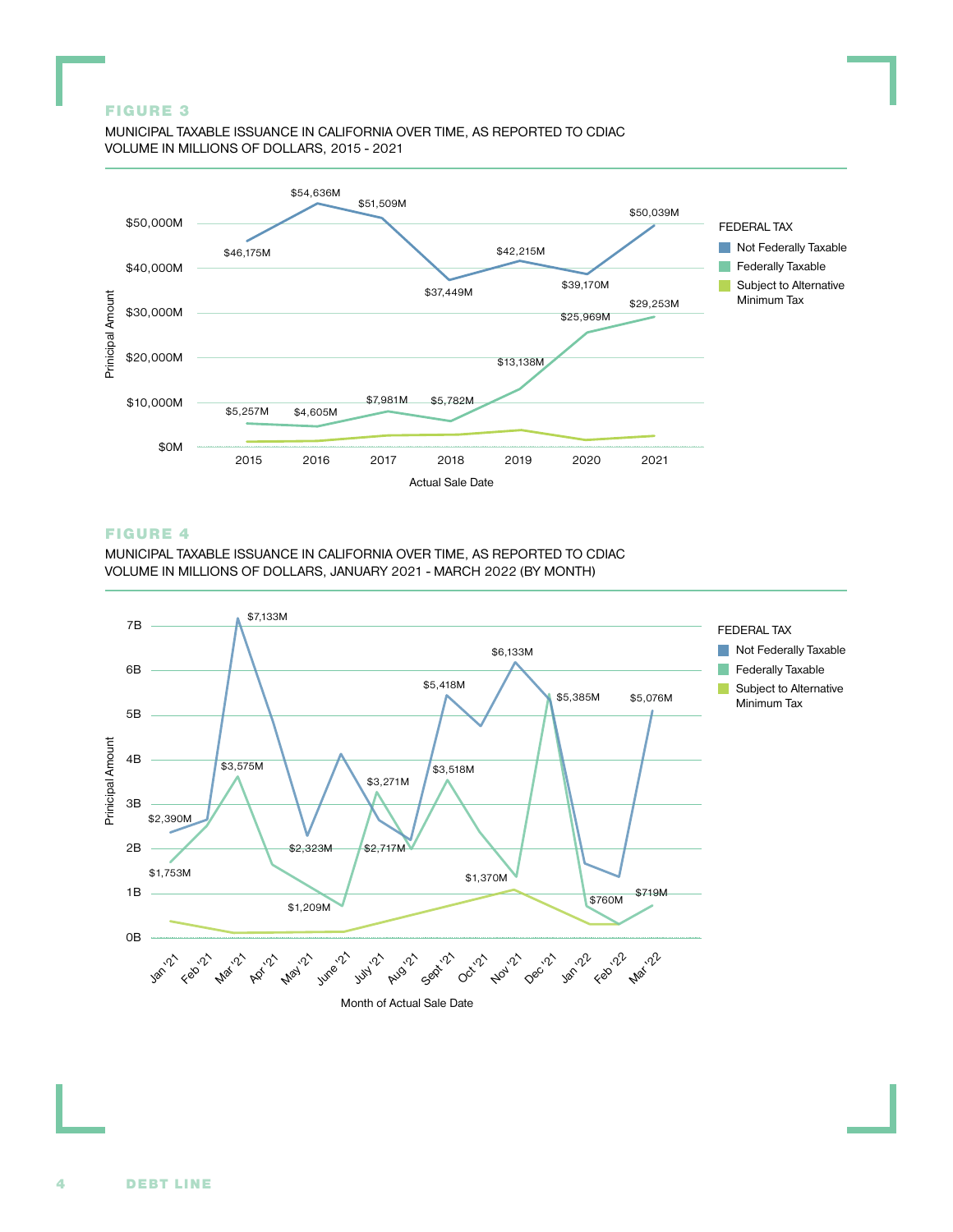**FIGURE 3**

MUNICIPAL TAXABLE ISSUANCE IN CALIFORNIA OVER TIME, AS REPORTED TO CDIAC
VOLUME IN MILLIONS OF DOLLARS, 2015 - 2021

| Actual Sale Date | Not Federally Taxable | Federally Taxable |
|---|---|---|
| 2015 | $46,175M | $5,257M |
| 2016 | $54,636M | $4,605M |
| 2017 | $51,509M | $7,981M |
| 2018 | $37,449M | $5,782M |
| 2019 | $42,215M | $13,138M |
| 2020 | $39,170M | $25,969M |
| 2021 | $50,039M | $29,253M |

FEDERAL TAX: Not Federally Taxable; Federally Taxable; Subject to Alternative Minimum Tax

**FIGURE 4**

MUNICIPAL TAXABLE ISSUANCE IN CALIFORNIA OVER TIME, AS REPORTED TO CDIAC
VOLUME IN MILLIONS OF DOLLARS, JANUARY 2021 - MARCH 2022 (BY MONTH)

Labeled values: $2,390M; $1,753M; $7,133M; $3,575M; $2,323M; $1,209M; $3,271M; $2,717M; $5,418M; $3,518M; $6,133M; $1,370M; $5,385M; $760M; $5,076M; $719M

FEDERAL TAX: Not Federally Taxable; Federally Taxable; Subject to Alternative Minimum Tax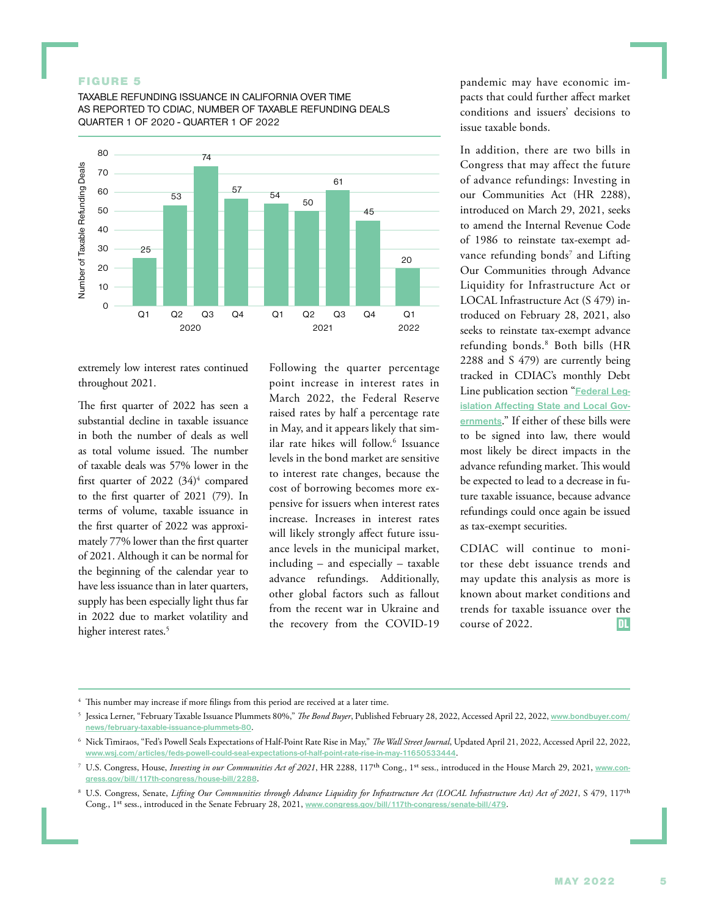**FIGURE 5**

TAXABLE REFUNDING ISSUANCE IN CALIFORNIA OVER TIME
AS REPORTED TO CDIAC, NUMBER OF TAXABLE REFUNDING DEALS
QUARTER 1 OF 2020 - QUARTER 1 OF 2022

| Year | Quarter | Number of Taxable Refunding Deals |
|---|---|---|
| 2020 | Q1 | 25 |
| 2020 | Q2 | 53 |
| 2020 | Q3 | 74 |
| 2020 | Q4 | 57 |
| 2021 | Q1 | 54 |
| 2021 | Q2 | 50 |
| 2021 | Q3 | 61 |
| 2021 | Q4 | 45 |
| 2022 | Q1 | 20 |

extremely low interest rates continued throughout 2021.

The first quarter of 2022 has seen a substantial decline in taxable issuance in both the number of deals as well as total volume issued. The number of taxable deals was 57% lower in the first quarter of 2022 (34)[4] compared to the first quarter of 2021 (79). In terms of volume, taxable issuance in the first quarter of 2022 was approximately 77% lower than the first quarter of 2021. Although it can be normal for the beginning of the calendar year to have less issuance than in later quarters, supply has been especially light thus far in 2022 due to market volatility and higher interest rates.[5]

Following the quarter percentage point increase in interest rates in March 2022, the Federal Reserve raised rates by half a percentage rate in May, and it appears likely that similar rate hikes will follow.[6] Issuance levels in the bond market are sensitive to interest rate changes, because the cost of borrowing becomes more expensive for issuers when interest rates increase. Increases in interest rates will likely strongly affect future issuance levels in the municipal market, including – and especially – taxable advance refundings. Additionally, other global factors such as fallout from the recent war in Ukraine and the recovery from the COVID-19 pandemic may have economic impacts that could further affect market conditions and issuers' decisions to issue taxable bonds.

In addition, there are two bills in Congress that may affect the future of advance refundings: Investing in our Communities Act (HR 2288), introduced on March 29, 2021, seeks to amend the Internal Revenue Code of 1986 to reinstate tax-exempt advance refunding bonds[7] and Lifting Our Communities through Advance Liquidity for Infrastructure Act or LOCAL Infrastructure Act (S 479) introduced on February 28, 2021, also seeks to reinstate tax-exempt advance refunding bonds.[8] Both bills (HR 2288 and S 479) are currently being tracked in CDIAC's monthly Debt Line publication section "Federal Legislation Affecting State and Local Governments." If either of these bills were to be signed into law, there would most likely be direct impacts in the advance refunding market. This would be expected to lead to a decrease in future taxable issuance, because advance refundings could once again be issued as tax-exempt securities.

CDIAC will continue to monitor these debt issuance trends and may update this analysis as more is known about market conditions and trends for taxable issuance over the course of 2022.

---

[4] This number may increase if more filings from this period are received at a later time.

[5] Jessica Lerner, "February Taxable Issuance Plummets 80%," *The Bond Buyer*, Published February 28, 2022, Accessed April 22, 2022, www.bondbuyer.com/news/february-taxable-issuance-plummets-80.

[6] Nick Timiraos, "Fed's Powell Seals Expectations of Half-Point Rate Rise in May," *The Wall Street Journal*, Updated April 21, 2022, Accessed April 22, 2022, www.wsj.com/articles/feds-powell-could-seal-expectations-of-half-point-rate-rise-in-may-11650533444.

[7] U.S. Congress, House, *Investing in our Communities Act of 2021*, HR 2288, 117th Cong., 1st sess., introduced in the House March 29, 2021, www.congress.gov/bill/117th-congress/house-bill/2288.

[8] U.S. Congress, Senate, *Lifting Our Communities through Advance Liquidity for Infrastructure Act (LOCAL Infrastructure Act) Act of 2021*, S 479, 117th Cong., 1st sess., introduced in the Senate February 28, 2021, www.congress.gov/bill/117th-congress/senate-bill/479.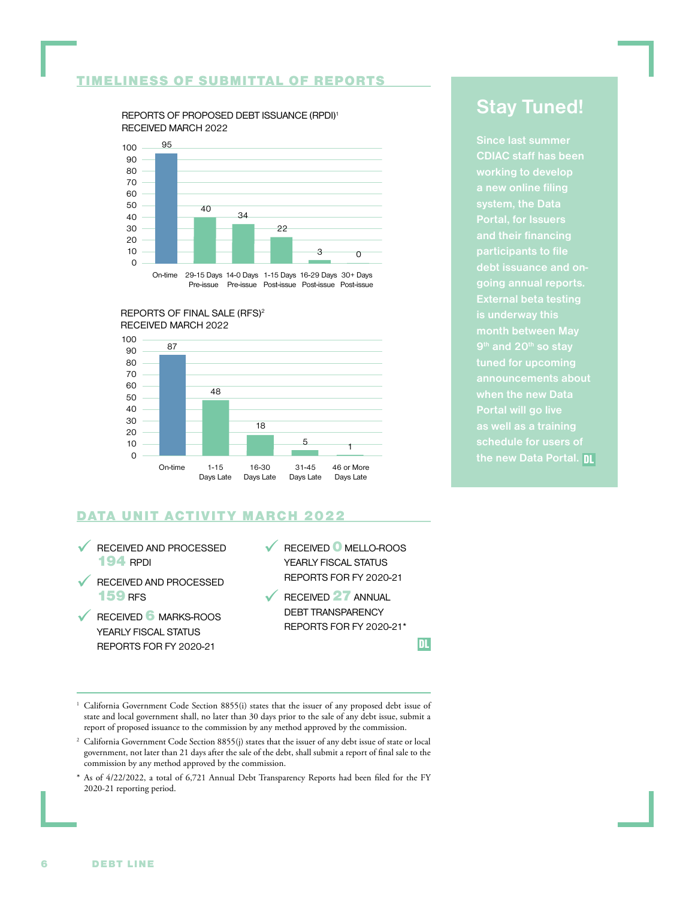## TIMELINESS OF SUBMITTAL OF REPORTS

REPORTS OF PROPOSED DEBT ISSUANCE (RPDI)[1]
RECEIVED MARCH 2022

| On-time | 29-15 Days Pre-issue | 14-0 Days Pre-issue | 1-15 Days Post-issue | 16-29 Days Post-issue | 30+ Days Post-issue |
|---|---|---|---|---|---|
| 95 | 40 | 34 | 22 | 3 | 0 |

REPORTS OF FINAL SALE (RFS)[2]
RECEIVED MARCH 2022

| On-time | 1-15 Days Late | 16-30 Days Late | 31-45 Days Late | 46 or More Days Late |
|---|---|---|---|---|
| 87 | 48 | 18 | 5 | 1 |

## DATA UNIT ACTIVITY MARCH 2022

- ✓ RECEIVED AND PROCESSED **194** RPDI
- ✓ RECEIVED AND PROCESSED **159** RFS
- ✓ RECEIVED **6** MARKS-ROOS YEARLY FISCAL STATUS REPORTS FOR FY 2020-21
- ✓ RECEIVED **0** MELLO-ROOS YEARLY FISCAL STATUS REPORTS FOR FY 2020-21
- ✓ RECEIVED **27** ANNUAL DEBT TRANSPARENCY REPORTS FOR FY 2020-21*

DL

## Stay Tuned!

Since last summer CDIAC staff has been working to develop a new online filing system, the Data Portal, for Issuers and their financing participants to file debt issuance and on-going annual reports. External beta testing is underway this month between May 9th and 20th so stay tuned for upcoming announcements about when the new Data Portal will go live as well as a training schedule for users of the new Data Portal. DL

---

[1] California Government Code Section 8855(i) states that the issuer of any proposed debt issue of state and local government shall, no later than 30 days prior to the sale of any debt issue, submit a report of proposed issuance to the commission by any method approved by the commission.

[2] California Government Code Section 8855(j) states that the issuer of any debt issue of state or local government, not later than 21 days after the sale of the debt, shall submit a report of final sale to the commission by any method approved by the commission.

* As of 4/22/2022, a total of 6,721 Annual Debt Transparency Reports had been filed for the FY 2020-21 reporting period.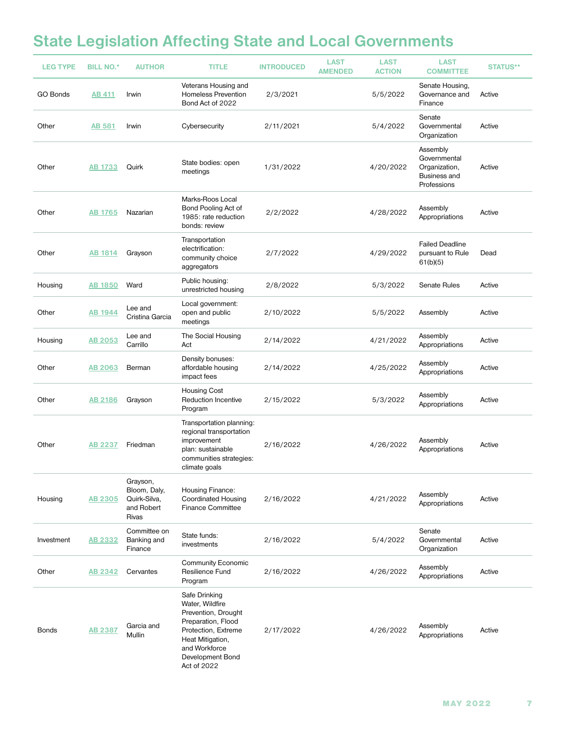# State Legislation Affecting State and Local Governments

| LEG TYPE | BILL NO.* | AUTHOR | TITLE | INTRODUCED | LAST AMENDED | LAST ACTION | LAST COMMITTEE | STATUS** |
|---|---|---|---|---|---|---|---|---|
| GO Bonds | AB 411 | Irwin | Veterans Housing and Homeless Prevention Bond Act of 2022 | 2/3/2021 | | 5/5/2022 | Senate Housing, Governance and Finance | Active |
| Other | AB 581 | Irwin | Cybersecurity | 2/11/2021 | | 5/4/2022 | Senate Governmental Organization | Active |
| Other | AB 1733 | Quirk | State bodies: open meetings | 1/31/2022 | | 4/20/2022 | Assembly Governmental Organization, Business and Professions | Active |
| Other | AB 1765 | Nazarian | Marks-Roos Local Bond Pooling Act of 1985: rate reduction bonds: review | 2/2/2022 | | 4/28/2022 | Assembly Appropriations | Active |
| Other | AB 1814 | Grayson | Transportation electrification: community choice aggregators | 2/7/2022 | | 4/29/2022 | Failed Deadline pursuant to Rule 61(b)(5) | Dead |
| Housing | AB 1850 | Ward | Public housing: unrestricted housing | 2/8/2022 | | 5/3/2022 | Senate Rules | Active |
| Other | AB 1944 | Lee and Cristina Garcia | Local government: open and public meetings | 2/10/2022 | | 5/5/2022 | Assembly | Active |
| Housing | AB 2053 | Lee and Carrillo | The Social Housing Act | 2/14/2022 | | 4/21/2022 | Assembly Appropriations | Active |
| Other | AB 2063 | Berman | Density bonuses: affordable housing impact fees | 2/14/2022 | | 4/25/2022 | Assembly Appropriations | Active |
| Other | AB 2186 | Grayson | Housing Cost Reduction Incentive Program | 2/15/2022 | | 5/3/2022 | Assembly Appropriations | Active |
| Other | AB 2237 | Friedman | Transportation planning: regional transportation improvement plan: sustainable communities strategies: climate goals | 2/16/2022 | | 4/26/2022 | Assembly Appropriations | Active |
| Housing | AB 2305 | Grayson, Bloom, Daly, Quirk-Silva, and Robert Rivas | Housing Finance: Coordinated Housing Finance Committee | 2/16/2022 | | 4/21/2022 | Assembly Appropriations | Active |
| Investment | AB 2332 | Committee on Banking and Finance | State funds: investments | 2/16/2022 | | 5/4/2022 | Senate Governmental Organization | Active |
| Other | AB 2342 | Cervantes | Community Economic Resilience Fund Program | 2/16/2022 | | 4/26/2022 | Assembly Appropriations | Active |
| Bonds | AB 2387 | Garcia and Mullin | Safe Drinking Water, Wildfire Prevention, Drought Preparation, Flood Protection, Extreme Heat Mitigation, and Workforce Development Bond Act of 2022 | 2/17/2022 | | 4/26/2022 | Assembly Appropriations | Active |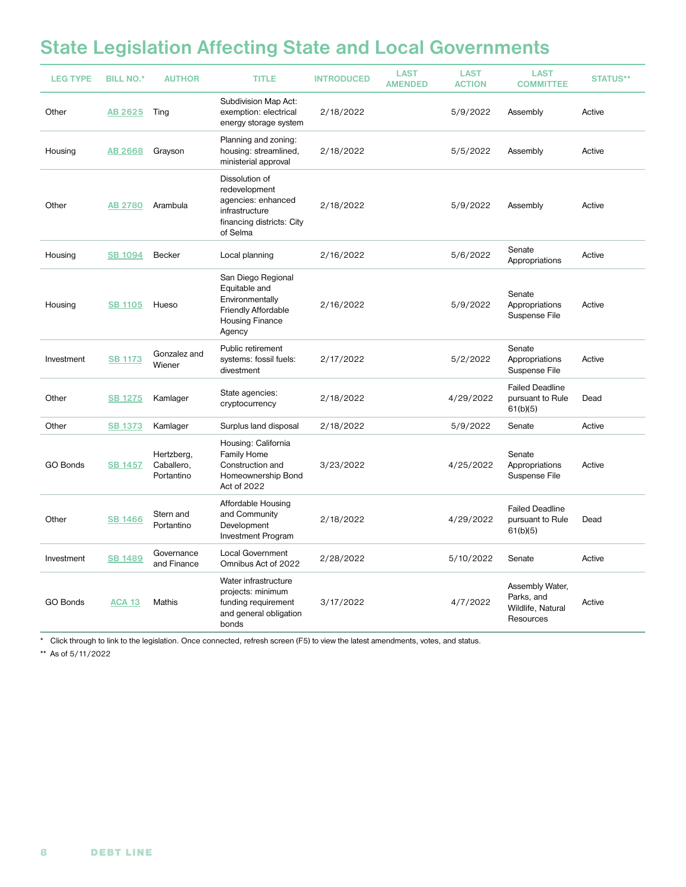# State Legislation Affecting State and Local Governments

| LEG TYPE | BILL NO.* | AUTHOR | TITLE | INTRODUCED | LAST AMENDED | LAST ACTION | LAST COMMITTEE | STATUS** |
|---|---|---|---|---|---|---|---|---|
| Other | AB 2625 | Ting | Subdivision Map Act: exemption: electrical energy storage system | 2/18/2022 | | 5/9/2022 | Assembly | Active |
| Housing | AB 2668 | Grayson | Planning and zoning: housing: streamlined, ministerial approval | 2/18/2022 | | 5/5/2022 | Assembly | Active |
| Other | AB 2780 | Arambula | Dissolution of redevelopment agencies: enhanced infrastructure financing districts: City of Selma | 2/18/2022 | | 5/9/2022 | Assembly | Active |
| Housing | SB 1094 | Becker | Local planning | 2/16/2022 | | 5/6/2022 | Senate Appropriations | Active |
| Housing | SB 1105 | Hueso | San Diego Regional Equitable and Environmentally Friendly Affordable Housing Finance Agency | 2/16/2022 | | 5/9/2022 | Senate Appropriations Suspense File | Active |
| Investment | SB 1173 | Gonzalez and Wiener | Public retirement systems: fossil fuels: divestment | 2/17/2022 | | 5/2/2022 | Senate Appropriations Suspense File | Active |
| Other | SB 1275 | Kamlager | State agencies: cryptocurrency | 2/18/2022 | | 4/29/2022 | Failed Deadline pursuant to Rule 61(b)(5) | Dead |
| Other | SB 1373 | Kamlager | Surplus land disposal | 2/18/2022 | | 5/9/2022 | Senate | Active |
| GO Bonds | SB 1457 | Hertzberg, Caballero, Portantino | Housing: California Family Home Construction and Homeownership Bond Act of 2022 | 3/23/2022 | | 4/25/2022 | Senate Appropriations Suspense File | Active |
| Other | SB 1466 | Stern and Portantino | Affordable Housing and Community Development Investment Program | 2/18/2022 | | 4/29/2022 | Failed Deadline pursuant to Rule 61(b)(5) | Dead |
| Investment | SB 1489 | Governance and Finance | Local Government Omnibus Act of 2022 | 2/28/2022 | | 5/10/2022 | Senate | Active |
| GO Bonds | ACA 13 | Mathis | Water infrastructure projects: minimum funding requirement and general obligation bonds | 3/17/2022 | | 4/7/2022 | Assembly Water, Parks, and Wildlife, Natural Resources | Active |

\* Click through to link to the legislation. Once connected, refresh screen (F5) to view the latest amendments, votes, and status.

\*\* As of 5/11/2022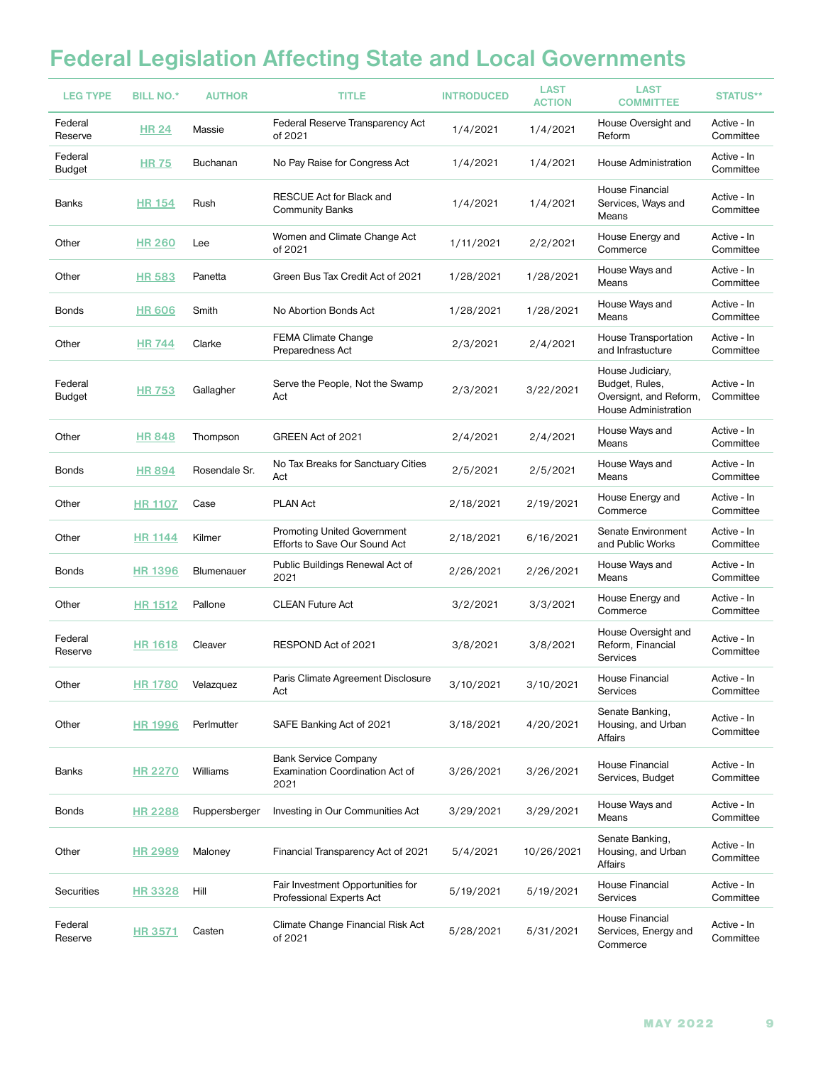# Federal Legislation Affecting State and Local Governments

| LEG TYPE | BILL NO.* | AUTHOR | TITLE | INTRODUCED | LAST ACTION | LAST COMMITTEE | STATUS** |
|---|---|---|---|---|---|---|---|
| Federal Reserve | HR 24 | Massie | Federal Reserve Transparency Act of 2021 | 1/4/2021 | 1/4/2021 | House Oversight and Reform | Active - In Committee |
| Federal Budget | HR 75 | Buchanan | No Pay Raise for Congress Act | 1/4/2021 | 1/4/2021 | House Administration | Active - In Committee |
| Banks | HR 154 | Rush | RESCUE Act for Black and Community Banks | 1/4/2021 | 1/4/2021 | House Financial Services, Ways and Means | Active - In Committee |
| Other | HR 260 | Lee | Women and Climate Change Act of 2021 | 1/11/2021 | 2/2/2021 | House Energy and Commerce | Active - In Committee |
| Other | HR 583 | Panetta | Green Bus Tax Credit Act of 2021 | 1/28/2021 | 1/28/2021 | House Ways and Means | Active - In Committee |
| Bonds | HR 606 | Smith | No Abortion Bonds Act | 1/28/2021 | 1/28/2021 | House Ways and Means | Active - In Committee |
| Other | HR 744 | Clarke | FEMA Climate Change Preparedness Act | 2/3/2021 | 2/4/2021 | House Transportation and Infrastructure | Active - In Committee |
| Federal Budget | HR 753 | Gallagher | Serve the People, Not the Swamp Act | 2/3/2021 | 3/22/2021 | House Judiciary, Budget, Rules, Oversight, and Reform, House Administration | Active - In Committee |
| Other | HR 848 | Thompson | GREEN Act of 2021 | 2/4/2021 | 2/4/2021 | House Ways and Means | Active - In Committee |
| Bonds | HR 894 | Rosendale Sr. | No Tax Breaks for Sanctuary Cities Act | 2/5/2021 | 2/5/2021 | House Ways and Means | Active - In Committee |
| Other | HR 1107 | Case | PLAN Act | 2/18/2021 | 2/19/2021 | House Energy and Commerce | Active - In Committee |
| Other | HR 1144 | Kilmer | Promoting United Government Efforts to Save Our Sound Act | 2/18/2021 | 6/16/2021 | Senate Environment and Public Works | Active - In Committee |
| Bonds | HR 1396 | Blumenauer | Public Buildings Renewal Act of 2021 | 2/26/2021 | 2/26/2021 | House Ways and Means | Active - In Committee |
| Other | HR 1512 | Pallone | CLEAN Future Act | 3/2/2021 | 3/3/2021 | House Energy and Commerce | Active - In Committee |
| Federal Reserve | HR 1618 | Cleaver | RESPOND Act of 2021 | 3/8/2021 | 3/8/2021 | House Oversight and Reform, Financial Services | Active - In Committee |
| Other | HR 1780 | Velazquez | Paris Climate Agreement Disclosure Act | 3/10/2021 | 3/10/2021 | House Financial Services | Active - In Committee |
| Other | HR 1996 | Perlmutter | SAFE Banking Act of 2021 | 3/18/2021 | 4/20/2021 | Senate Banking, Housing, and Urban Affairs | Active - In Committee |
| Banks | HR 2270 | Williams | Bank Service Company Examination Coordination Act of 2021 | 3/26/2021 | 3/26/2021 | House Financial Services, Budget | Active - In Committee |
| Bonds | HR 2288 | Ruppersberger | Investing in Our Communities Act | 3/29/2021 | 3/29/2021 | House Ways and Means | Active - In Committee |
| Other | HR 2989 | Maloney | Financial Transparency Act of 2021 | 5/4/2021 | 10/26/2021 | Senate Banking, Housing, and Urban Affairs | Active - In Committee |
| Securities | HR 3328 | Hill | Fair Investment Opportunities for Professional Experts Act | 5/19/2021 | 5/19/2021 | House Financial Services | Active - In Committee |
| Federal Reserve | HR 3571 | Casten | Climate Change Financial Risk Act of 2021 | 5/28/2021 | 5/31/2021 | House Financial Services, Energy and Commerce | Active - In Committee |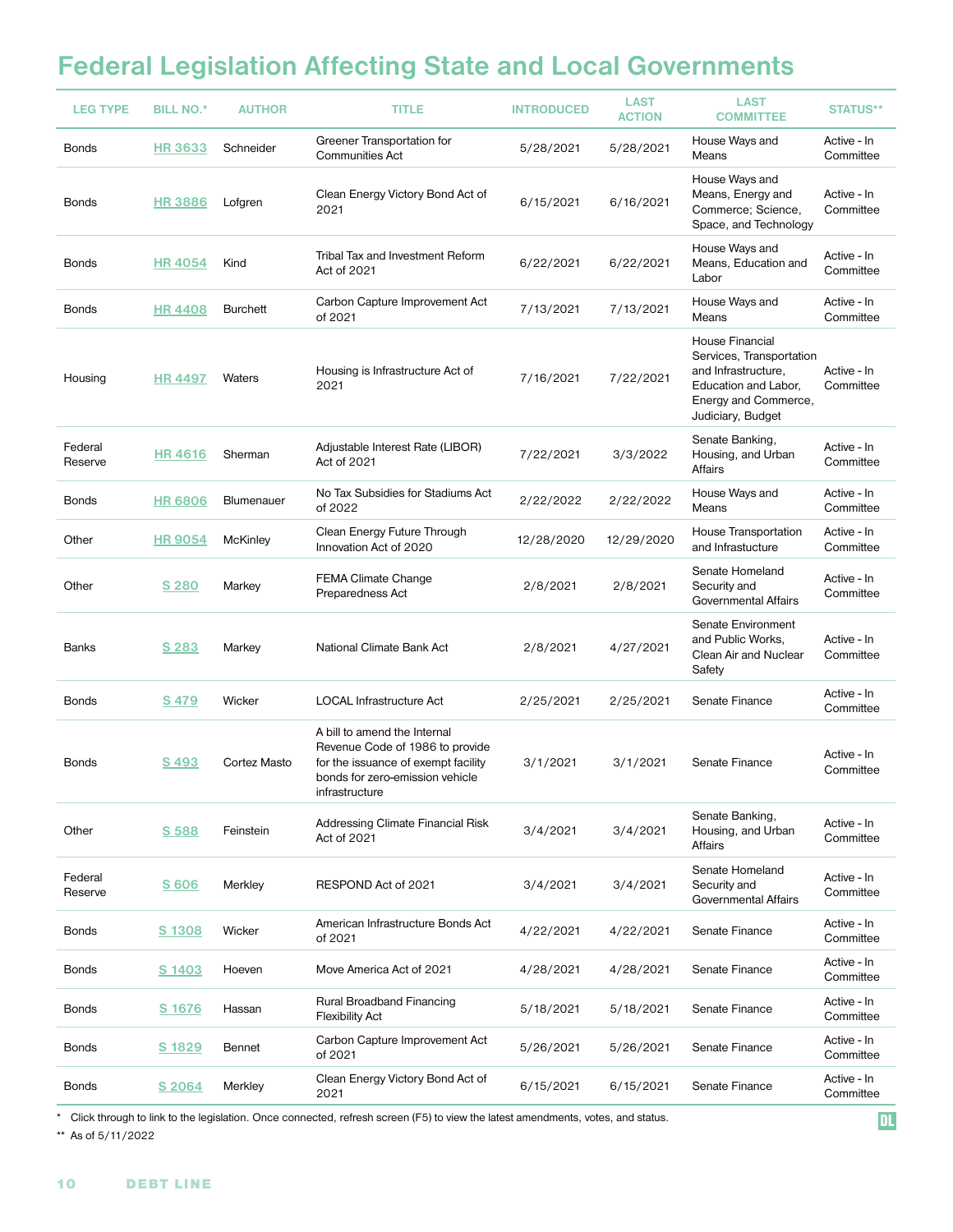# Federal Legislation Affecting State and Local Governments

| LEG TYPE | BILL NO.* | AUTHOR | TITLE | INTRODUCED | LAST ACTION | LAST COMMITTEE | STATUS** |
|---|---|---|---|---|---|---|---|
| Bonds | HR 3633 | Schneider | Greener Transportation for Communities Act | 5/28/2021 | 5/28/2021 | House Ways and Means | Active - In Committee |
| Bonds | HR 3886 | Lofgren | Clean Energy Victory Bond Act of 2021 | 6/15/2021 | 6/16/2021 | House Ways and Means, Energy and Commerce; Science, Space, and Technology | Active - In Committee |
| Bonds | HR 4054 | Kind | Tribal Tax and Investment Reform Act of 2021 | 6/22/2021 | 6/22/2021 | House Ways and Means, Education and Labor | Active - In Committee |
| Bonds | HR 4408 | Burchett | Carbon Capture Improvement Act of 2021 | 7/13/2021 | 7/13/2021 | House Ways and Means | Active - In Committee |
| Housing | HR 4497 | Waters | Housing is Infrastructure Act of 2021 | 7/16/2021 | 7/22/2021 | House Financial Services, Transportation and Infrastructure, Education and Labor, Energy and Commerce, Judiciary, Budget | Active - In Committee |
| Federal Reserve | HR 4616 | Sherman | Adjustable Interest Rate (LIBOR) Act of 2021 | 7/22/2021 | 3/3/2022 | Senate Banking, Housing, and Urban Affairs | Active - In Committee |
| Bonds | HR 6806 | Blumenauer | No Tax Subsidies for Stadiums Act of 2022 | 2/22/2022 | 2/22/2022 | House Ways and Means | Active - In Committee |
| Other | HR 9054 | McKinley | Clean Energy Future Through Innovation Act of 2020 | 12/28/2020 | 12/29/2020 | House Transportation and Infrastucture | Active - In Committee |
| Other | S 280 | Markey | FEMA Climate Change Preparedness Act | 2/8/2021 | 2/8/2021 | Senate Homeland Security and Governmental Affairs | Active - In Committee |
| Banks | S 283 | Markey | National Climate Bank Act | 2/8/2021 | 4/27/2021 | Senate Environment and Public Works, Clean Air and Nuclear Safety | Active - In Committee |
| Bonds | S 479 | Wicker | LOCAL Infrastructure Act | 2/25/2021 | 2/25/2021 | Senate Finance | Active - In Committee |
| Bonds | S 493 | Cortez Masto | A bill to amend the Internal Revenue Code of 1986 to provide for the issuance of exempt facility bonds for zero-emission vehicle infrastructure | 3/1/2021 | 3/1/2021 | Senate Finance | Active - In Committee |
| Other | S 588 | Feinstein | Addressing Climate Financial Risk Act of 2021 | 3/4/2021 | 3/4/2021 | Senate Banking, Housing, and Urban Affairs | Active - In Committee |
| Federal Reserve | S 606 | Merkley | RESPOND Act of 2021 | 3/4/2021 | 3/4/2021 | Senate Homeland Security and Governmental Affairs | Active - In Committee |
| Bonds | S 1308 | Wicker | American Infrastructure Bonds Act of 2021 | 4/22/2021 | 4/22/2021 | Senate Finance | Active - In Committee |
| Bonds | S 1403 | Hoeven | Move America Act of 2021 | 4/28/2021 | 4/28/2021 | Senate Finance | Active - In Committee |
| Bonds | S 1676 | Hassan | Rural Broadband Financing Flexibility Act | 5/18/2021 | 5/18/2021 | Senate Finance | Active - In Committee |
| Bonds | S 1829 | Bennet | Carbon Capture Improvement Act of 2021 | 5/26/2021 | 5/26/2021 | Senate Finance | Active - In Committee |
| Bonds | S 2064 | Merkley | Clean Energy Victory Bond Act of 2021 | 6/15/2021 | 6/15/2021 | Senate Finance | Active - In Committee |

\* Click through to link to the legislation. Once connected, refresh screen (F5) to view the latest amendments, votes, and status.

** As of 5/11/2022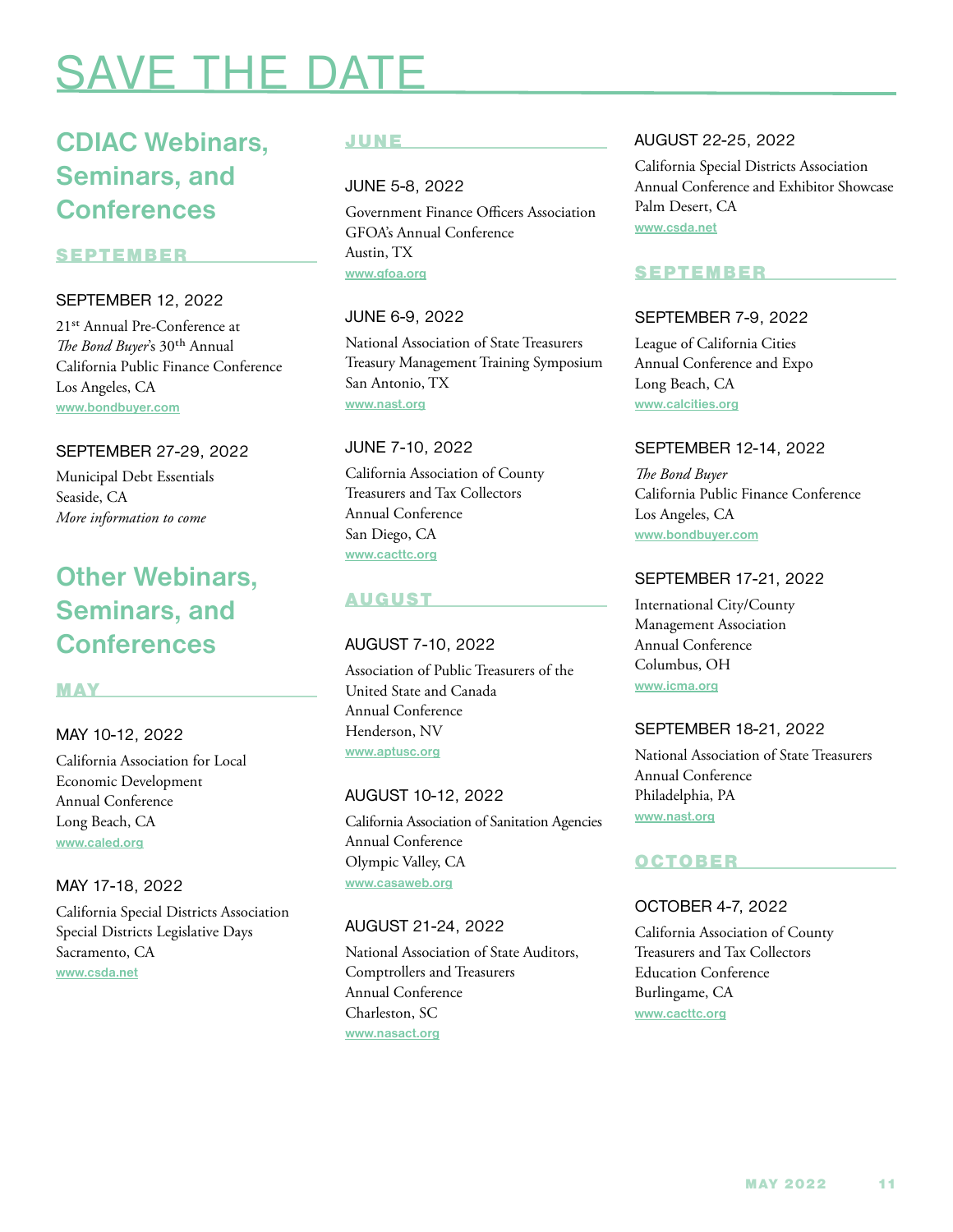# SAVE THE DATE

## CDIAC Webinars, Seminars, and Conferences

### SEPTEMBER

**SEPTEMBER 12, 2022**

21st Annual Pre-Conference at
*The Bond Buyer*'s 30th Annual
California Public Finance Conference
Los Angeles, CA
www.bondbuyer.com

**SEPTEMBER 27-29, 2022**

Municipal Debt Essentials
Seaside, CA
*More information to come*

## Other Webinars, Seminars, and Conferences

### MAY

**MAY 10-12, 2022**

California Association for Local
Economic Development
Annual Conference
Long Beach, CA
www.caled.org

**MAY 17-18, 2022**

California Special Districts Association
Special Districts Legislative Days
Sacramento, CA
www.csda.net

### JUNE

**JUNE 5-8, 2022**

Government Finance Officers Association
GFOA's Annual Conference
Austin, TX
www.gfoa.org

**JUNE 6-9, 2022**

National Association of State Treasurers
Treasury Management Training Symposium
San Antonio, TX
www.nast.org

**JUNE 7-10, 2022**

California Association of County
Treasurers and Tax Collectors
Annual Conference
San Diego, CA
www.cacttc.org

### AUGUST

**AUGUST 7-10, 2022**

Association of Public Treasurers of the
United State and Canada
Annual Conference
Henderson, NV
www.aptusc.org

**AUGUST 10-12, 2022**

California Association of Sanitation Agencies
Annual Conference
Olympic Valley, CA
www.casaweb.org

**AUGUST 21-24, 2022**

National Association of State Auditors,
Comptrollers and Treasurers
Annual Conference
Charleston, SC
www.nasact.org

**AUGUST 22-25, 2022**

California Special Districts Association
Annual Conference and Exhibitor Showcase
Palm Desert, CA
www.csda.net

### SEPTEMBER

**SEPTEMBER 7-9, 2022**

League of California Cities
Annual Conference and Expo
Long Beach, CA
www.calcities.org

**SEPTEMBER 12-14, 2022**

*The Bond Buyer*
California Public Finance Conference
Los Angeles, CA
www.bondbuyer.com

**SEPTEMBER 17-21, 2022**

International City/County
Management Association
Annual Conference
Columbus, OH
www.icma.org

**SEPTEMBER 18-21, 2022**

National Association of State Treasurers
Annual Conference
Philadelphia, PA
www.nast.org

### OCTOBER

**OCTOBER 4-7, 2022**

California Association of County
Treasurers and Tax Collectors
Education Conference
Burlingame, CA
www.cacttc.org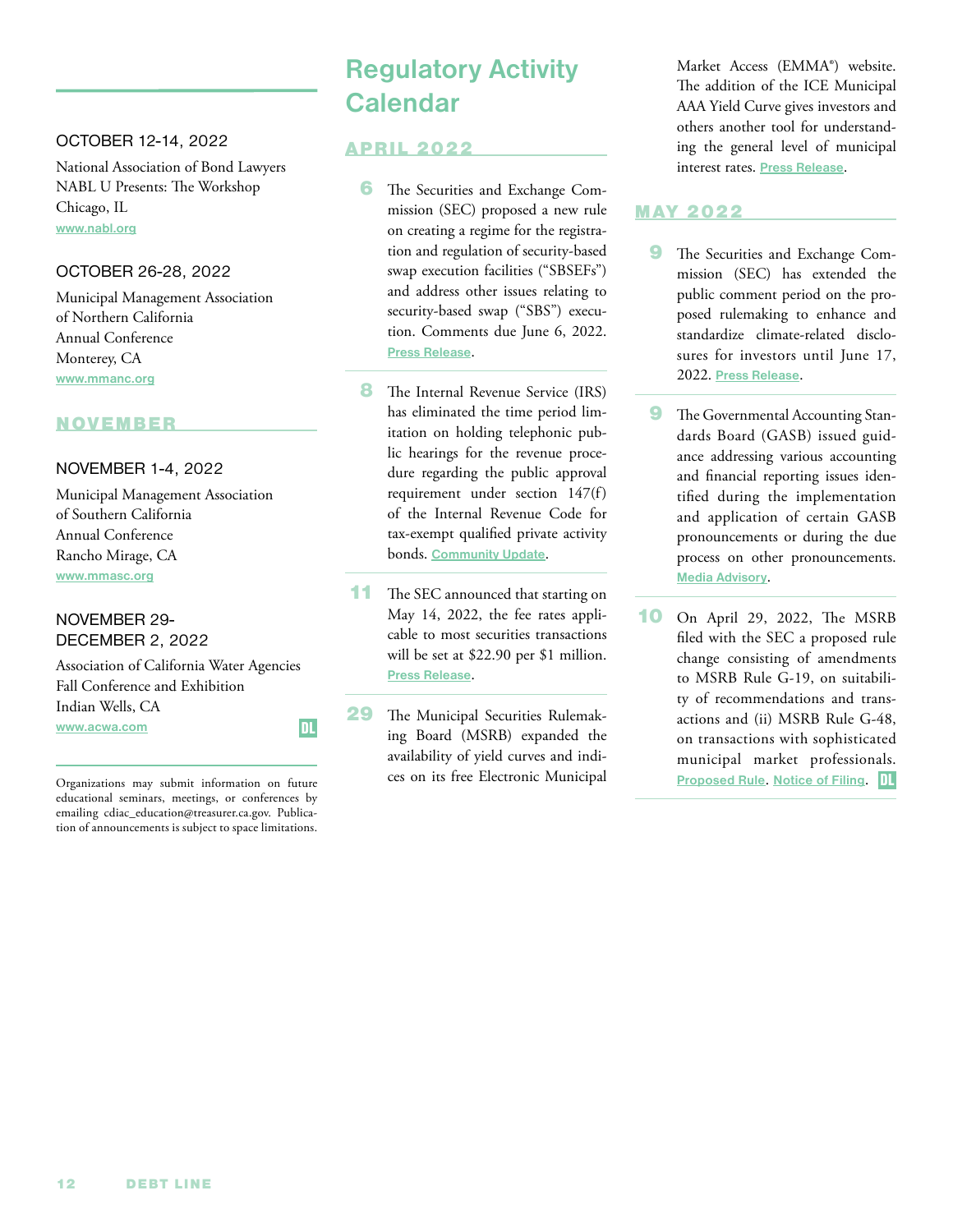### OCTOBER 12-14, 2022

National Association of Bond Lawyers
NABL U Presents: The Workshop
Chicago, IL
www.nabl.org

### OCTOBER 26-28, 2022

Municipal Management Association of Northern California
Annual Conference
Monterey, CA
www.mmanc.org

## NOVEMBER

### NOVEMBER 1-4, 2022

Municipal Management Association of Southern California
Annual Conference
Rancho Mirage, CA
www.mmasc.org

### NOVEMBER 29-DECEMBER 2, 2022

Association of California Water Agencies
Fall Conference and Exhibition
Indian Wells, CA
www.acwa.com

DL

Organizations may submit information on future educational seminars, meetings, or conferences by emailing cdiac_education@treasurer.ca.gov. Publication of announcements is subject to space limitations.

# Regulatory Activity Calendar

## APRIL 2022

**6** The Securities and Exchange Commission (SEC) proposed a new rule on creating a regime for the registration and regulation of security-based swap execution facilities ("SBSEFs") and address other issues relating to security-based swap ("SBS") execution. Comments due June 6, 2022. Press Release.

**8** The Internal Revenue Service (IRS) has eliminated the time period limitation on holding telephonic public hearings for the revenue procedure regarding the public approval requirement under section 147(f) of the Internal Revenue Code for tax-exempt qualified private activity bonds. Community Update.

**11** The SEC announced that starting on May 14, 2022, the fee rates applicable to most securities transactions will be set at $22.90 per $1 million. Press Release.

**29** The Municipal Securities Rulemaking Board (MSRB) expanded the availability of yield curves and indices on its free Electronic Municipal Market Access (EMMA®) website. The addition of the ICE Municipal AAA Yield Curve gives investors and others another tool for understanding the general level of municipal interest rates. Press Release.

## MAY 2022

**9** The Securities and Exchange Commission (SEC) has extended the public comment period on the proposed rulemaking to enhance and standardize climate-related disclosures for investors until June 17, 2022. Press Release.

**9** The Governmental Accounting Standards Board (GASB) issued guidance addressing various accounting and financial reporting issues identified during the implementation and application of certain GASB pronouncements or during the due process on other pronouncements. Media Advisory.

**10** On April 29, 2022, The MSRB filed with the SEC a proposed rule change consisting of amendments to MSRB Rule G-19, on suitability of recommendations and transactions and (ii) MSRB Rule G-48, on transactions with sophisticated municipal market professionals. Proposed Rule. Notice of Filing. DL